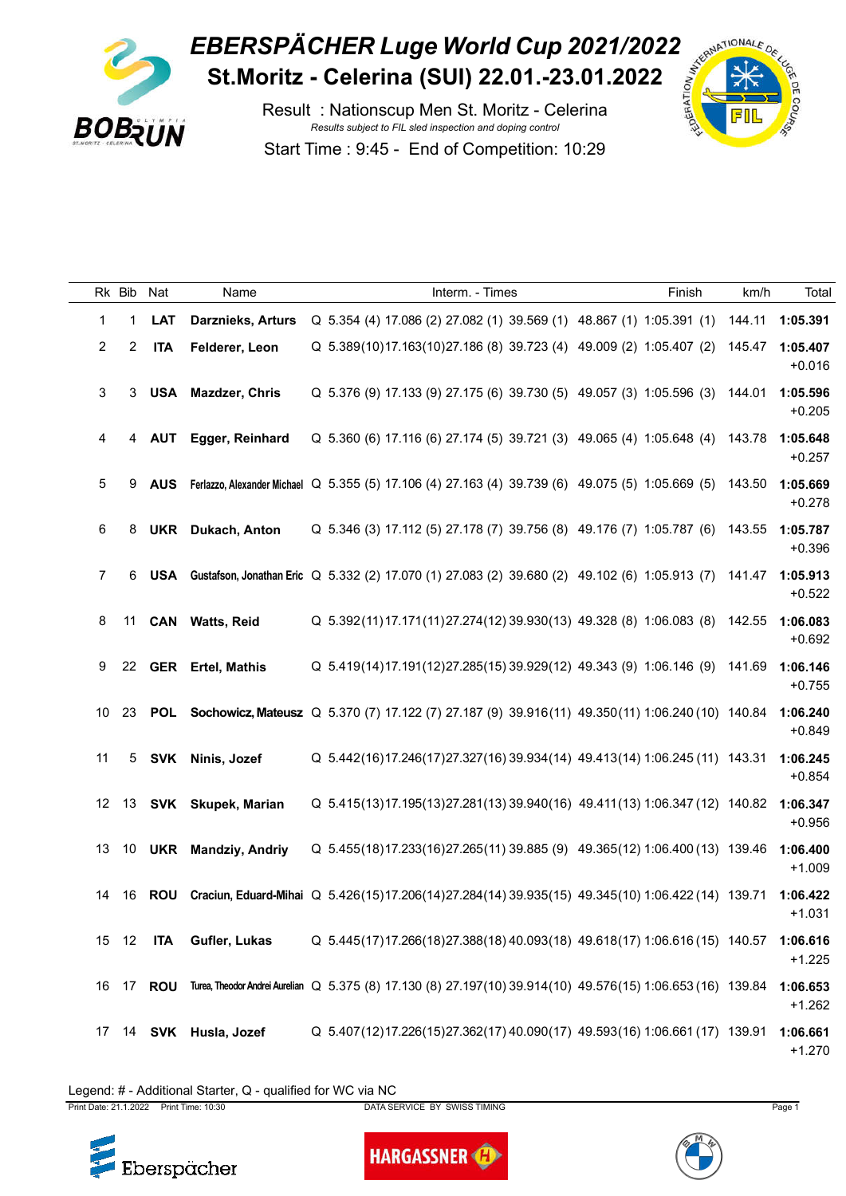# EBERSPÄCHER Luge World Cup 2021/2022

## St.Moritz - Celerina (SUI) 22.01.-23.01.2022

Result : Nationscup Men St. Moritz - Celerina

*Results subject to FIL sled inspection and doping control*

Start Time : 9:45 - End of Competition: 10:29

| Rk | Bib | Nat | Name | | Interm. - Times | | | | Finish | km/h | Total |
|---|---|---|---|---|---|---|---|---|---|---|---|
| 1 | 1 | LAT | **Darznieks, Arturs** | Q | 5.354 (4) | 17.086 (2) | 27.082 (1) | 39.569 (1) | 48.867 (1) 1:05.391 (1) | 144.11 | **1:05.391** |
| 2 | 2 | ITA | **Felderer, Leon** | Q | 5.389 (10) | 17.163 (10) | 27.186 (8) | 39.723 (4) | 49.009 (2) 1:05.407 (2) | 145.47 | **1:05.407** +0.016 |
| 3 | 3 | USA | **Mazdzer, Chris** | Q | 5.376 (9) | 17.133 (9) | 27.175 (6) | 39.730 (5) | 49.057 (3) 1:05.596 (3) | 144.01 | **1:05.596** +0.205 |
| 4 | 4 | AUT | **Egger, Reinhard** | Q | 5.360 (6) | 17.116 (6) | 27.174 (5) | 39.721 (3) | 49.065 (4) 1:05.648 (4) | 143.78 | **1:05.648** +0.257 |
| 5 | 9 | AUS | **Ferlazzo, Alexander Michael** | Q | 5.355 (5) | 17.106 (4) | 27.163 (4) | 39.739 (6) | 49.075 (5) 1:05.669 (5) | 143.50 | **1:05.669** +0.278 |
| 6 | 8 | UKR | **Dukach, Anton** | Q | 5.346 (3) | 17.112 (5) | 27.178 (7) | 39.756 (8) | 49.176 (7) 1:05.787 (6) | 143.55 | **1:05.787** +0.396 |
| 7 | 6 | USA | **Gustafson, Jonathan Eric** | Q | 5.332 (2) | 17.070 (1) | 27.083 (2) | 39.680 (2) | 49.102 (6) 1:05.913 (7) | 141.47 | **1:05.913** +0.522 |
| 8 | 11 | CAN | **Watts, Reid** | Q | 5.392 (11) | 17.171 (11) | 27.274 (12) | 39.930 (13) | 49.328 (8) 1:06.083 (8) | 142.55 | **1:06.083** +0.692 |
| 9 | 22 | GER | **Ertel, Mathis** | Q | 5.419 (14) | 17.191 (12) | 27.285 (15) | 39.929 (12) | 49.343 (9) 1:06.146 (9) | 141.69 | **1:06.146** +0.755 |
| 10 | 23 | POL | **Sochowicz, Mateusz** | Q | 5.370 (7) | 17.122 (7) | 27.187 (9) | 39.916 (11) | 49.350 (11) 1:06.240 (10) | 140.84 | **1:06.240** +0.849 |
| 11 | 5 | SVK | **Ninis, Jozef** | Q | 5.442 (16) | 17.246 (17) | 27.327 (16) | 39.934 (14) | 49.413 (14) 1:06.245 (11) | 143.31 | **1:06.245** +0.854 |
| 12 | 13 | SVK | **Skupek, Marian** | Q | 5.415 (13) | 17.195 (13) | 27.281 (13) | 39.940 (16) | 49.411 (13) 1:06.347 (12) | 140.82 | **1:06.347** +0.956 |
| 13 | 10 | UKR | **Mandziy, Andriy** | Q | 5.455 (18) | 17.233 (16) | 27.265 (11) | 39.885 (9) | 49.365 (12) 1:06.400 (13) | 139.46 | **1:06.400** +1.009 |
| 14 | 16 | ROU | **Craciun, Eduard-Mihai** | Q | 5.426 (15) | 17.206 (14) | 27.284 (14) | 39.935 (15) | 49.345 (10) 1:06.422 (14) | 139.71 | **1:06.422** +1.031 |
| 15 | 12 | ITA | **Gufler, Lukas** | Q | 5.445 (17) | 17.266 (18) | 27.388 (18) | 40.093 (18) | 49.618 (17) 1:06.616 (15) | 140.57 | **1:06.616** +1.225 |
| 16 | 17 | ROU | **Turea, Theodor Andrei Aurelian** | Q | 5.375 (8) | 17.130 (8) | 27.197 (10) | 39.914 (10) | 49.576 (15) 1:06.653 (16) | 139.84 | **1:06.653** +1.262 |
| 17 | 14 | SVK | **Husla, Jozef** | Q | 5.407 (12) | 17.226 (15) | 27.362 (17) | 40.090 (17) | 49.593 (16) 1:06.661 (17) | 139.91 | **1:06.661** +1.270 |

Legend: # - Additional Starter, Q - qualified for WC via NC

Print Date: 21.1.2022 Print Time: 10:30 DATA SERVICE BY SWISS TIMING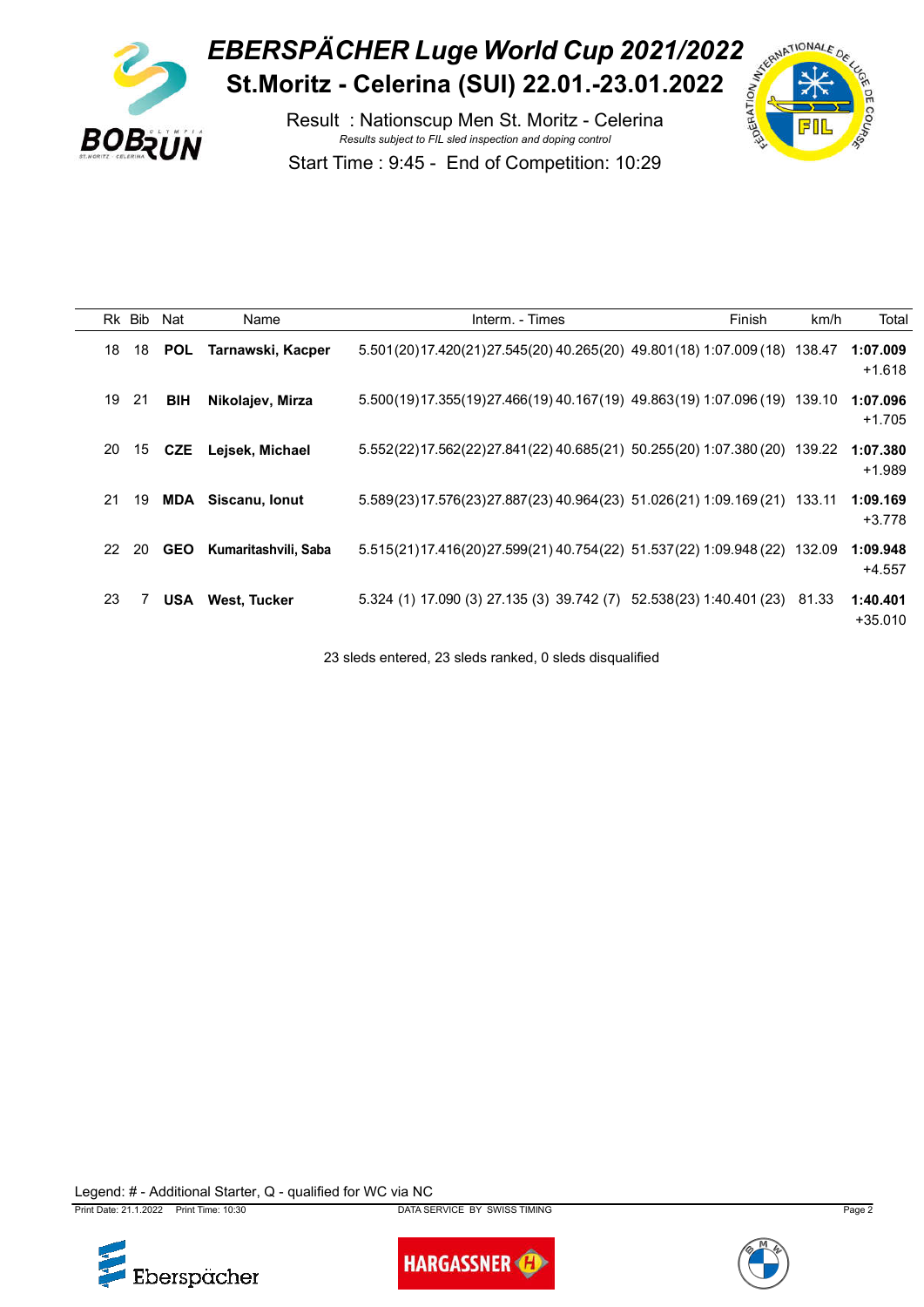# EBERSPÄCHER Luge World Cup 2021/2022

## St.Moritz - Celerina (SUI) 22.01.-23.01.2022

Result : Nationscup Men St. Moritz - Celerina

*Results subject to FIL sled inspection and doping control*

Start Time : 9:45 - End of Competition: 10:29

| Rk | Bib | Nat | Name | Interm. - Times | | | | | Finish | km/h | Total |
|---|---|---|---|---|---|---|---|---|---|---|---|
| 18 | 18 | **POL** | **Tarnawski, Kacper** | 5.501(20) | 17.420(21) | 27.545(20) | 40.265(20) | 49.801(18) | 1:07.009 (18) | 138.47 | **1:07.009** +1.618 |
| 19 | 21 | **BIH** | **Nikolajev, Mirza** | 5.500(19) | 17.355(19) | 27.466(19) | 40.167(19) | 49.863(19) | 1:07.096 (19) | 139.10 | **1:07.096** +1.705 |
| 20 | 15 | **CZE** | **Lejsek, Michael** | 5.552(22) | 17.562(22) | 27.841(22) | 40.685(21) | 50.255(20) | 1:07.380 (20) | 139.22 | **1:07.380** +1.989 |
| 21 | 19 | **MDA** | **Siscanu, Ionut** | 5.589(23) | 17.576(23) | 27.887(23) | 40.964(23) | 51.026(21) | 1:09.169 (21) | 133.11 | **1:09.169** +3.778 |
| 22 | 20 | **GEO** | **Kumaritashvili, Saba** | 5.515(21) | 17.416(20) | 27.599(21) | 40.754(22) | 51.537(22) | 1:09.948 (22) | 132.09 | **1:09.948** +4.557 |
| 23 | 7 | **USA** | **West, Tucker** | 5.324 (1) | 17.090 (3) | 27.135 (3) | 39.742 (7) | 52.538(23) | 1:40.401 (23) | 81.33 | **1:40.401** +35.010 |

23 sleds entered, 23 sleds ranked, 0 sleds disqualified

Legend: # - Additional Starter, Q - qualified for WC via NC

Print Date: 21.1.2022 Print Time: 10:30 DATA SERVICE BY SWISS TIMING